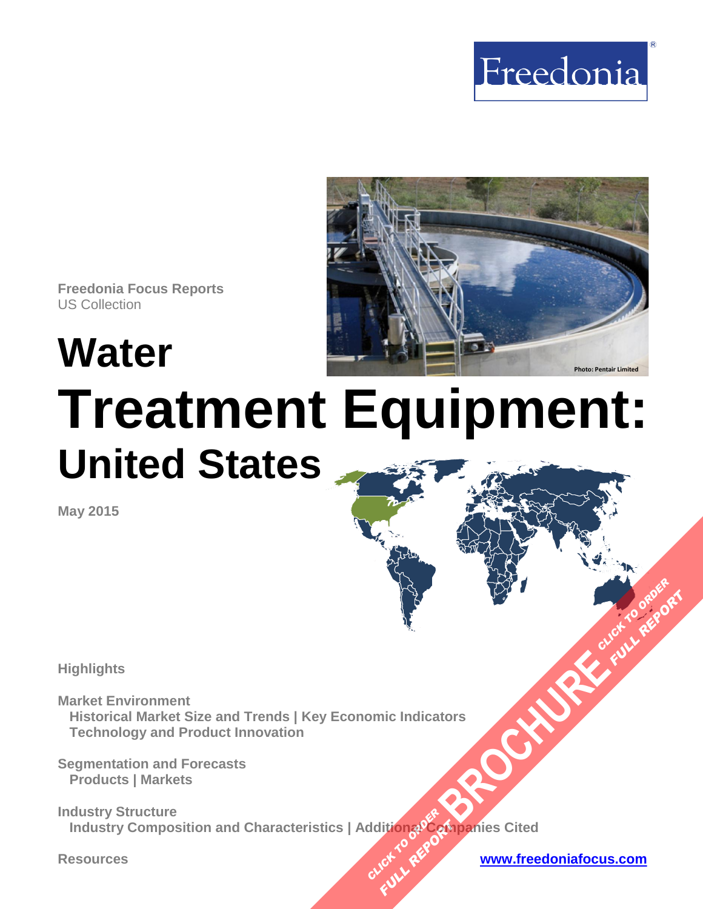Freedonia

Freedonia Focus Reports
US Collection

# Water Treatment Equipment: United States

Photo: Pentair Limited

May 2015

**Highlights**

**Market Environment**
Historical Market Size and Trends | Key Economic Indicators
Technology and Product Innovation

**Segmentation and Forecasts**
Products | Markets

**Industry Structure**
Industry Composition and Characteristics | Additional Companies Cited

**Resources**

www.freedoniafocus.com

CLICK TO ORDER FULL REPORT BROCHURE CLICK TO ORDER FULL REPORT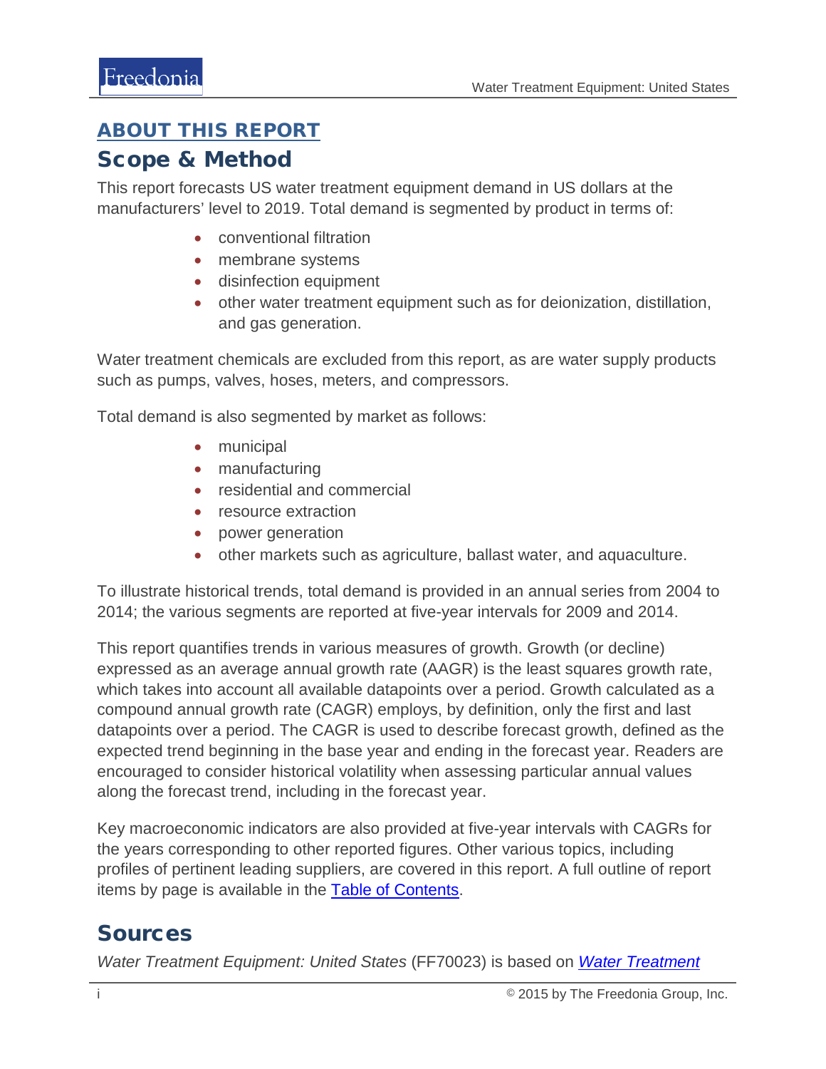## ABOUT THIS REPORT

## Scope & Method

This report forecasts US water treatment equipment demand in US dollars at the manufacturers' level to 2019. Total demand is segmented by product in terms of:

- conventional filtration
- membrane systems
- disinfection equipment
- other water treatment equipment such as for deionization, distillation, and gas generation.

Water treatment chemicals are excluded from this report, as are water supply products such as pumps, valves, hoses, meters, and compressors.

Total demand is also segmented by market as follows:

- municipal
- manufacturing
- residential and commercial
- resource extraction
- power generation
- other markets such as agriculture, ballast water, and aquaculture.

To illustrate historical trends, total demand is provided in an annual series from 2004 to 2014; the various segments are reported at five-year intervals for 2009 and 2014.

This report quantifies trends in various measures of growth. Growth (or decline) expressed as an average annual growth rate (AAGR) is the least squares growth rate, which takes into account all available datapoints over a period. Growth calculated as a compound annual growth rate (CAGR) employs, by definition, only the first and last datapoints over a period. The CAGR is used to describe forecast growth, defined as the expected trend beginning in the base year and ending in the forecast year. Readers are encouraged to consider historical volatility when assessing particular annual values along the forecast trend, including in the forecast year.

Key macroeconomic indicators are also provided at five-year intervals with CAGRs for the years corresponding to other reported figures. Other various topics, including profiles of pertinent leading suppliers, are covered in this report. A full outline of report items by page is available in the Table of Contents.

## Sources

*Water Treatment Equipment: United States* (FF70023) is based on *Water Treatment*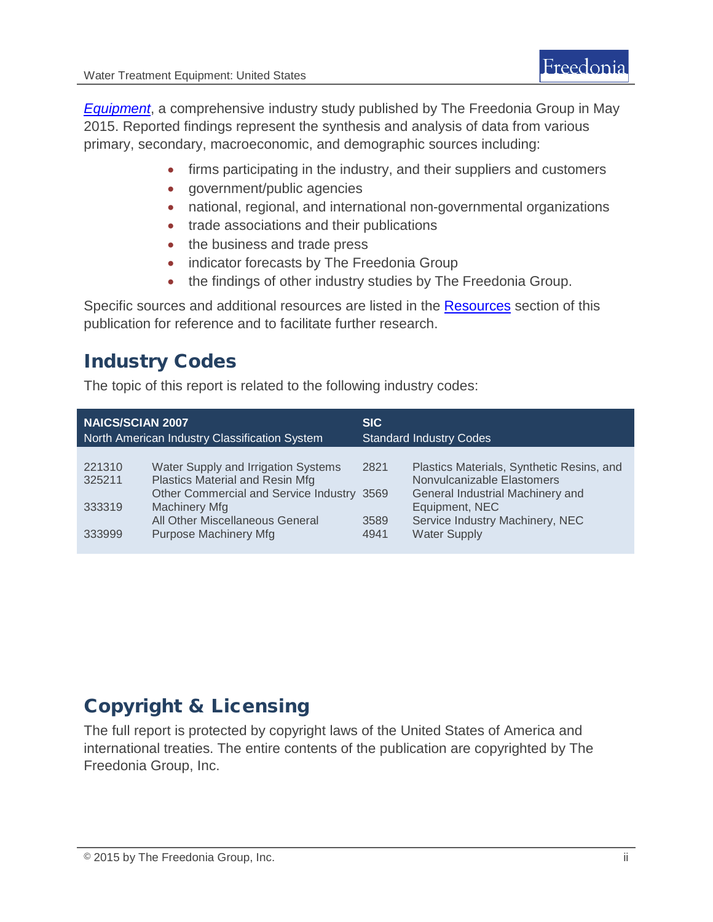*Equipment*, a comprehensive industry study published by The Freedonia Group in May 2015. Reported findings represent the synthesis and analysis of data from various primary, secondary, macroeconomic, and demographic sources including:

- firms participating in the industry, and their suppliers and customers
- government/public agencies
- national, regional, and international non-governmental organizations
- trade associations and their publications
- the business and trade press
- indicator forecasts by The Freedonia Group
- the findings of other industry studies by The Freedonia Group.

Specific sources and additional resources are listed in the Resources section of this publication for reference and to facilitate further research.

## Industry Codes

The topic of this report is related to the following industry codes:

| NAICS/SCIAN 2007 North American Industry Classification System | | SIC Standard Industry Codes | |
|---|---|---|---|
| 221310 | Water Supply and Irrigation Systems | 2821 | Plastics Materials, Synthetic Resins, and Nonvulcanizable Elastomers |
| 325211 | Plastics Material and Resin Mfg | 3569 | General Industrial Machinery and Equipment, NEC |
| 333319 | Other Commercial and Service Industry Machinery Mfg | 3589 | Service Industry Machinery, NEC |
| 333999 | All Other Miscellaneous General Purpose Machinery Mfg | 4941 | Water Supply |

## Copyright & Licensing

The full report is protected by copyright laws of the United States of America and international treaties. The entire contents of the publication are copyrighted by The Freedonia Group, Inc.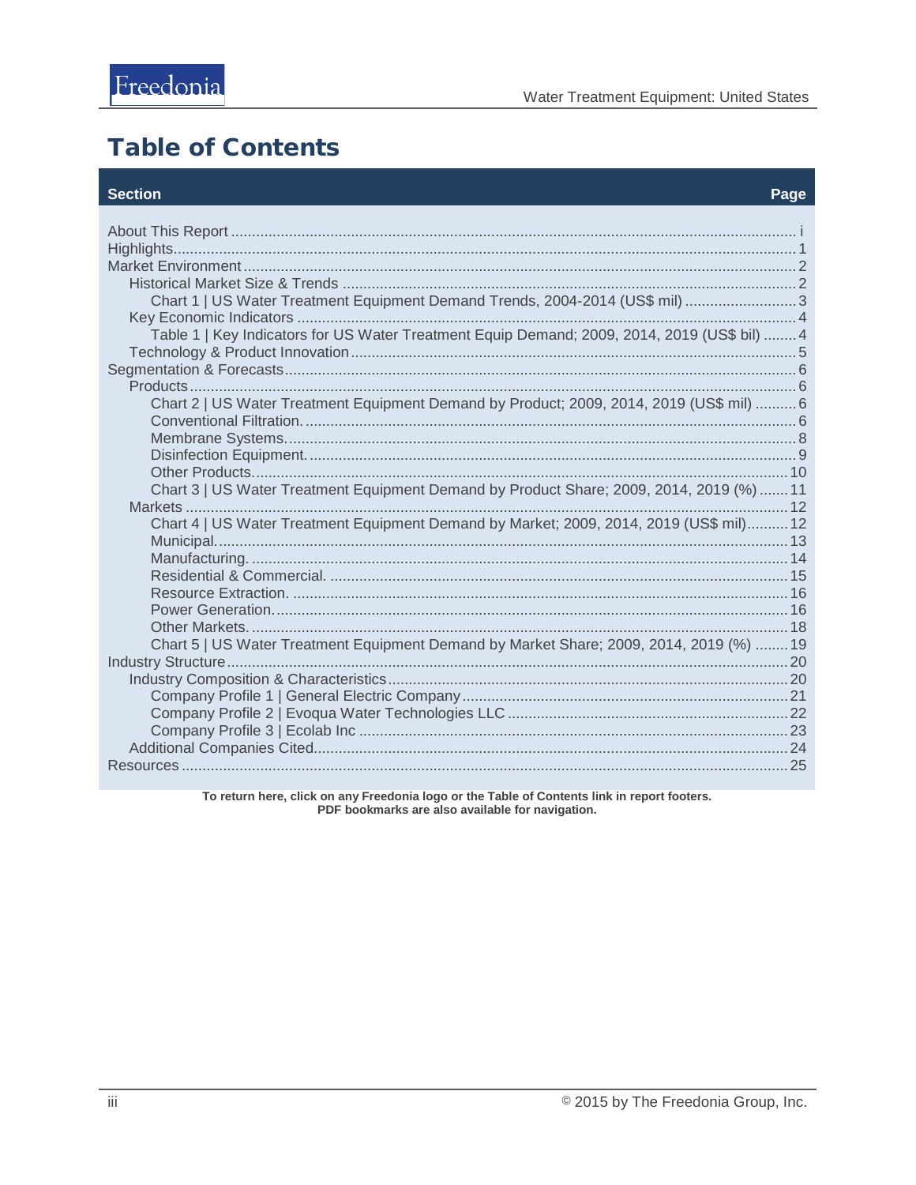# Table of Contents

| Section | Page |
|---|---|
| About This Report | i |
| Highlights | 1 |
| Market Environment | 2 |
| Historical Market Size & Trends | 2 |
| Chart 1 \| US Water Treatment Equipment Demand Trends, 2004-2014 (US$ mil) | 3 |
| Key Economic Indicators | 4 |
| Table 1 \| Key Indicators for US Water Treatment Equip Demand; 2009, 2014, 2019 (US$ bil) | 4 |
| Technology & Product Innovation | 5 |
| Segmentation & Forecasts | 6 |
| Products | 6 |
| Chart 2 \| US Water Treatment Equipment Demand by Product; 2009, 2014, 2019 (US$ mil) | 6 |
| Conventional Filtration. | 6 |
| Membrane Systems. | 8 |
| Disinfection Equipment. | 9 |
| Other Products. | 10 |
| Chart 3 \| US Water Treatment Equipment Demand by Product Share; 2009, 2014, 2019 (%) | 11 |
| Markets | 12 |
| Chart 4 \| US Water Treatment Equipment Demand by Market; 2009, 2014, 2019 (US$ mil) | 12 |
| Municipal. | 13 |
| Manufacturing. | 14 |
| Residential & Commercial. | 15 |
| Resource Extraction. | 16 |
| Power Generation. | 16 |
| Other Markets. | 18 |
| Chart 5 \| US Water Treatment Equipment Demand by Market Share; 2009, 2014, 2019 (%) | 19 |
| Industry Structure | 20 |
| Industry Composition & Characteristics | 20 |
| Company Profile 1 \| General Electric Company | 21 |
| Company Profile 2 \| Evoqua Water Technologies LLC | 22 |
| Company Profile 3 \| Ecolab Inc | 23 |
| Additional Companies Cited | 24 |
| Resources | 25 |

**To return here, click on any Freedonia logo or the Table of Contents link in report footers.**
**PDF bookmarks are also available for navigation.**